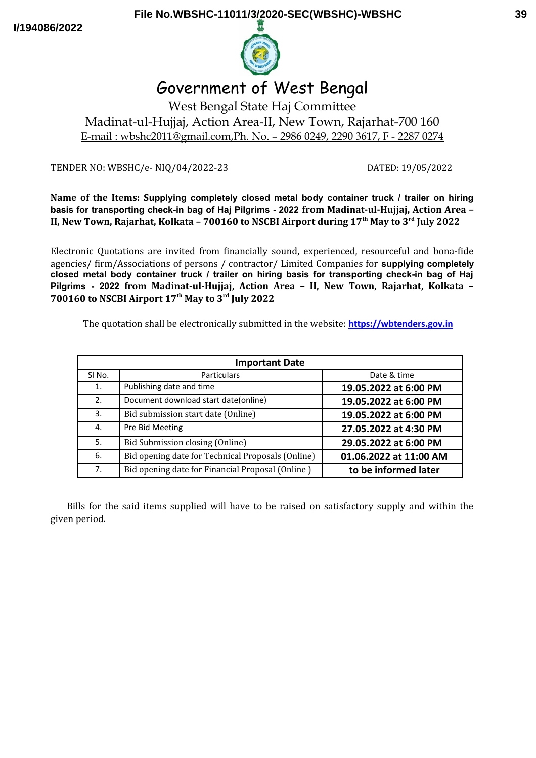# Government of West Bengal

West Bengal State Haj Committee

Madinat-ul-Hujjaj, Action Area-II, New Town, Rajarhat-700 160

E-mail : wbshc2011@gmail.com,Ph. No. – 2986 0249, 2290 3617, F - 2287 0274

TENDER NO: WBSHC/e- NIQ/04/2022-23 DATED: 19/05/2022

**Name of the Items: Supplying completely closed metal body container truck / trailer on hiring basis for transporting check-in bag of Haj Pilgrims - 2022 from Madinat-ul-Hujjaj, Action Area – II, New Town, Rajarhat, Kolkata – 700160 to NSCBI Airport during 17th May to 3rd July 2022**

Electronic Quotations are invited from financially sound, experienced, resourceful and bona-fide agencies/ firm/Associations of persons / contractor/ Limited Companies for **supplying completely closed metal body container truck / trailer on hiring basis for transporting check-in bag of Haj Pilgrims - 2022 from Madinat-ul-Hujjaj, Action Area – II, New Town, Rajarhat, Kolkata – 700160 to NSCBI Airport 17th May to 3rd July 2022**

The quotation shall be electronically submitted in the website: **https://wbtenders.gov.in**

| Important Date | | |
|---|---|---|
| Sl No. | Particulars | Date & time |
| 1. | Publishing date and time | **19.05.2022 at 6:00 PM** |
| 2. | Document download start date(online) | **19.05.2022 at 6:00 PM** |
| 3. | Bid submission start date (Online) | **19.05.2022 at 6:00 PM** |
| 4. | Pre Bid Meeting | **27.05.2022 at 4:30 PM** |
| 5. | Bid Submission closing (Online) | **29.05.2022 at 6:00 PM** |
| 6. | Bid opening date for Technical Proposals (Online) | **01.06.2022 at 11:00 AM** |
| 7. | Bid opening date for Financial Proposal (Online ) | **to be informed later** |

Bills for the said items supplied will have to be raised on satisfactory supply and within the given period.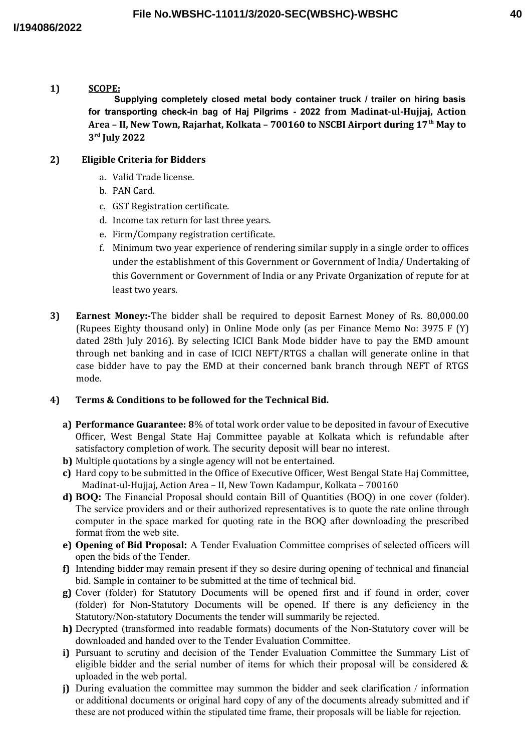1) **SCOPE:**

**Supplying completely closed metal body container truck / trailer on hiring basis for transporting check-in bag of Haj Pilgrims - 2022 from Madinat-ul-Hujjaj, Action Area – II, New Town, Rajarhat, Kolkata – 700160 to NSCBI Airport during 17th May to 3rd July 2022**

2) **Eligible Criteria for Bidders**

   a. Valid Trade license.
   b. PAN Card.
   c. GST Registration certificate.
   d. Income tax return for last three years.
   e. Firm/Company registration certificate.
   f. Minimum two year experience of rendering similar supply in a single order to offices under the establishment of this Government or Government of India/ Undertaking of this Government or Government of India or any Private Organization of repute for at least two years.

3) **Earnest Money:-** The bidder shall be required to deposit Earnest Money of Rs. 80,000.00 (Rupees Eighty thousand only) in Online Mode only (as per Finance Memo No: 3975 F (Y) dated 28th July 2016). By selecting ICICI Bank Mode bidder have to pay the EMD amount through net banking and in case of ICICI NEFT/RTGS a challan will generate online in that case bidder have to pay the EMD at their concerned bank branch through NEFT of RTGS mode.

4) **Terms & Conditions to be followed for the Technical Bid.**

   **a) Performance Guarantee: 8**% of total work order value to be deposited in favour of Executive Officer, West Bengal State Haj Committee payable at Kolkata which is refundable after satisfactory completion of work. The security deposit will bear no interest.
   **b)** Multiple quotations by a single agency will not be entertained.
   **c)** Hard copy to be submitted in the Office of Executive Officer, West Bengal State Haj Committee, Madinat-ul-Hujjaj, Action Area – II, New Town Kadampur, Kolkata – 700160
   **d) BOQ:** The Financial Proposal should contain Bill of Quantities (BOQ) in one cover (folder). The service providers and or their authorized representatives is to quote the rate online through computer in the space marked for quoting rate in the BOQ after downloading the prescribed format from the web site.
   **e) Opening of Bid Proposal:** A Tender Evaluation Committee comprises of selected officers will open the bids of the Tender.
   **f)** Intending bidder may remain present if they so desire during opening of technical and financial bid. Sample in container to be submitted at the time of technical bid.
   **g)** Cover (folder) for Statutory Documents will be opened first and if found in order, cover (folder) for Non-Statutory Documents will be opened. If there is any deficiency in the Statutory/Non-statutory Documents the tender will summarily be rejected.
   **h)** Decrypted (transformed into readable formats) documents of the Non-Statutory cover will be downloaded and handed over to the Tender Evaluation Committee.
   **i)** Pursuant to scrutiny and decision of the Tender Evaluation Committee the Summary List of eligible bidder and the serial number of items for which their proposal will be considered & uploaded in the web portal.
   **j)** During evaluation the committee may summon the bidder and seek clarification / information or additional documents or original hard copy of any of the documents already submitted and if these are not produced within the stipulated time frame, their proposals will be liable for rejection.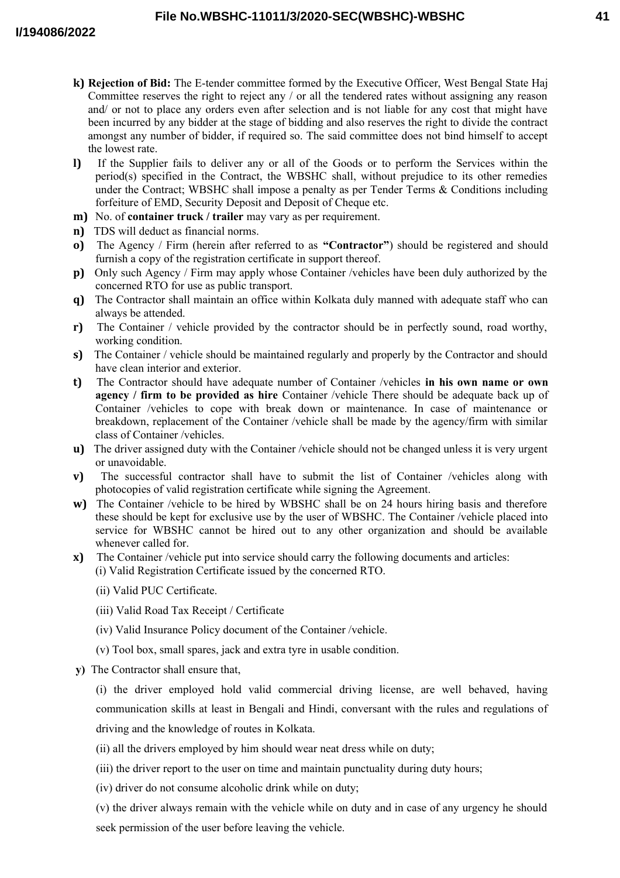**k) Rejection of Bid:** The E-tender committee formed by the Executive Officer, West Bengal State Haj Committee reserves the right to reject any / or all the tendered rates without assigning any reason and/ or not to place any orders even after selection and is not liable for any cost that might have been incurred by any bidder at the stage of bidding and also reserves the right to divide the contract amongst any number of bidder, if required so. The said committee does not bind himself to accept the lowest rate.

**l)** If the Supplier fails to deliver any or all of the Goods or to perform the Services within the period(s) specified in the Contract, the WBSHC shall, without prejudice to its other remedies under the Contract; WBSHC shall impose a penalty as per Tender Terms & Conditions including forfeiture of EMD, Security Deposit and Deposit of Cheque etc.

**m)** No. of **container truck / trailer** may vary as per requirement.

**n)** TDS will deduct as financial norms.

**o)** The Agency / Firm (herein after referred to as **"Contractor"**) should be registered and should furnish a copy of the registration certificate in support thereof.

**p)** Only such Agency / Firm may apply whose Container /vehicles have been duly authorized by the concerned RTO for use as public transport.

**q)** The Contractor shall maintain an office within Kolkata duly manned with adequate staff who can always be attended.

**r)** The Container / vehicle provided by the contractor should be in perfectly sound, road worthy, working condition.

**s)** The Container / vehicle should be maintained regularly and properly by the Contractor and should have clean interior and exterior.

**t)** The Contractor should have adequate number of Container /vehicles **in his own name or own agency / firm to be provided as hire** Container /vehicle There should be adequate back up of Container /vehicles to cope with break down or maintenance. In case of maintenance or breakdown, replacement of the Container /vehicle shall be made by the agency/firm with similar class of Container /vehicles.

**u)** The driver assigned duty with the Container /vehicle should not be changed unless it is very urgent or unavoidable.

**v)** The successful contractor shall have to submit the list of Container /vehicles along with photocopies of valid registration certificate while signing the Agreement.

**w)** The Container /vehicle to be hired by WBSHC shall be on 24 hours hiring basis and therefore these should be kept for exclusive use by the user of WBSHC. The Container /vehicle placed into service for WBSHC cannot be hired out to any other organization and should be available whenever called for.

**x)** The Container /vehicle put into service should carry the following documents and articles:

(i) Valid Registration Certificate issued by the concerned RTO.

(ii) Valid PUC Certificate.

(iii) Valid Road Tax Receipt / Certificate

(iv) Valid Insurance Policy document of the Container /vehicle.

(v) Tool box, small spares, jack and extra tyre in usable condition.

**y)** The Contractor shall ensure that,

(i) the driver employed hold valid commercial driving license, are well behaved, having communication skills at least in Bengali and Hindi, conversant with the rules and regulations of driving and the knowledge of routes in Kolkata.

(ii) all the drivers employed by him should wear neat dress while on duty;

(iii) the driver report to the user on time and maintain punctuality during duty hours;

(iv) driver do not consume alcoholic drink while on duty;

(v) the driver always remain with the vehicle while on duty and in case of any urgency he should seek permission of the user before leaving the vehicle.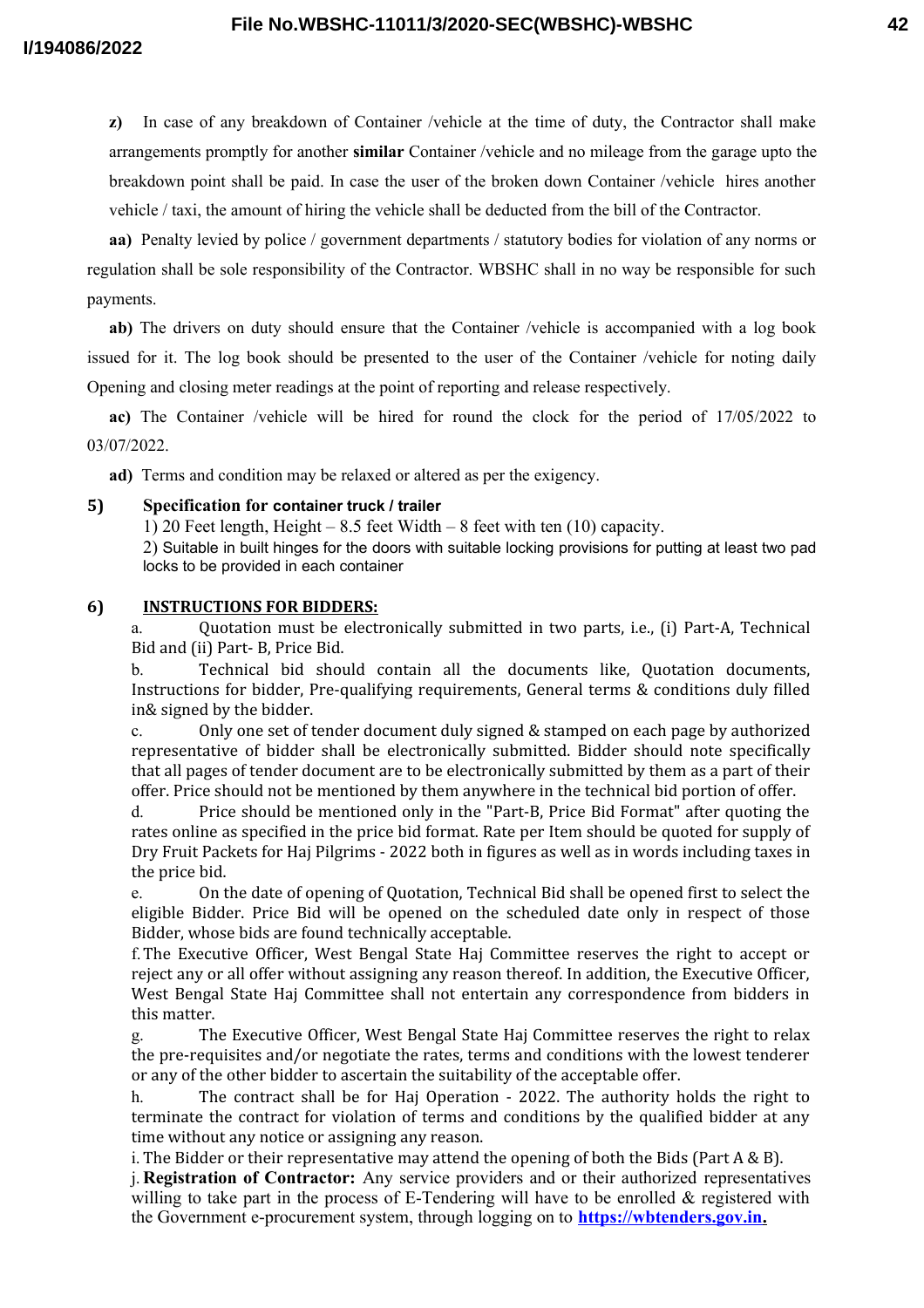**z)** In case of any breakdown of Container /vehicle at the time of duty, the Contractor shall make arrangements promptly for another **similar** Container /vehicle and no mileage from the garage upto the breakdown point shall be paid. In case the user of the broken down Container /vehicle hires another vehicle / taxi, the amount of hiring the vehicle shall be deducted from the bill of the Contractor.

**aa)** Penalty levied by police / government departments / statutory bodies for violation of any norms or regulation shall be sole responsibility of the Contractor. WBSHC shall in no way be responsible for such payments.

**ab)** The drivers on duty should ensure that the Container /vehicle is accompanied with a log book issued for it. The log book should be presented to the user of the Container /vehicle for noting daily Opening and closing meter readings at the point of reporting and release respectively.

**ac)** The Container /vehicle will be hired for round the clock for the period of 17/05/2022 to 03/07/2022.

**ad)** Terms and condition may be relaxed or altered as per the exigency.

**5) Specification for container truck / trailer**

1) 20 Feet length, Height – 8.5 feet Width – 8 feet with ten (10) capacity.

2) Suitable in built hinges for the doors with suitable locking provisions for putting at least two pad locks to be provided in each container

**6) INSTRUCTIONS FOR BIDDERS:**

a. Quotation must be electronically submitted in two parts, i.e., (i) Part-A, Technical Bid and (ii) Part- B, Price Bid.

b. Technical bid should contain all the documents like, Quotation documents, Instructions for bidder, Pre-qualifying requirements, General terms & conditions duly filled in& signed by the bidder.

c. Only one set of tender document duly signed & stamped on each page by authorized representative of bidder shall be electronically submitted. Bidder should note specifically that all pages of tender document are to be electronically submitted by them as a part of their offer. Price should not be mentioned by them anywhere in the technical bid portion of offer.

d. Price should be mentioned only in the "Part-B, Price Bid Format" after quoting the rates online as specified in the price bid format. Rate per Item should be quoted for supply of Dry Fruit Packets for Haj Pilgrims - 2022 both in figures as well as in words including taxes in the price bid.

e. On the date of opening of Quotation, Technical Bid shall be opened first to select the eligible Bidder. Price Bid will be opened on the scheduled date only in respect of those Bidder, whose bids are found technically acceptable.

f. The Executive Officer, West Bengal State Haj Committee reserves the right to accept or reject any or all offer without assigning any reason thereof. In addition, the Executive Officer, West Bengal State Haj Committee shall not entertain any correspondence from bidders in this matter.

g. The Executive Officer, West Bengal State Haj Committee reserves the right to relax the pre-requisites and/or negotiate the rates, terms and conditions with the lowest tenderer or any of the other bidder to ascertain the suitability of the acceptable offer.

h. The contract shall be for Haj Operation - 2022. The authority holds the right to terminate the contract for violation of terms and conditions by the qualified bidder at any time without any notice or assigning any reason.

i. The Bidder or their representative may attend the opening of both the Bids (Part A & B).

j. **Registration of Contractor:** Any service providers and or their authorized representatives willing to take part in the process of E-Tendering will have to be enrolled & registered with the Government e-procurement system, through logging on to **https://wbtenders.gov.in.**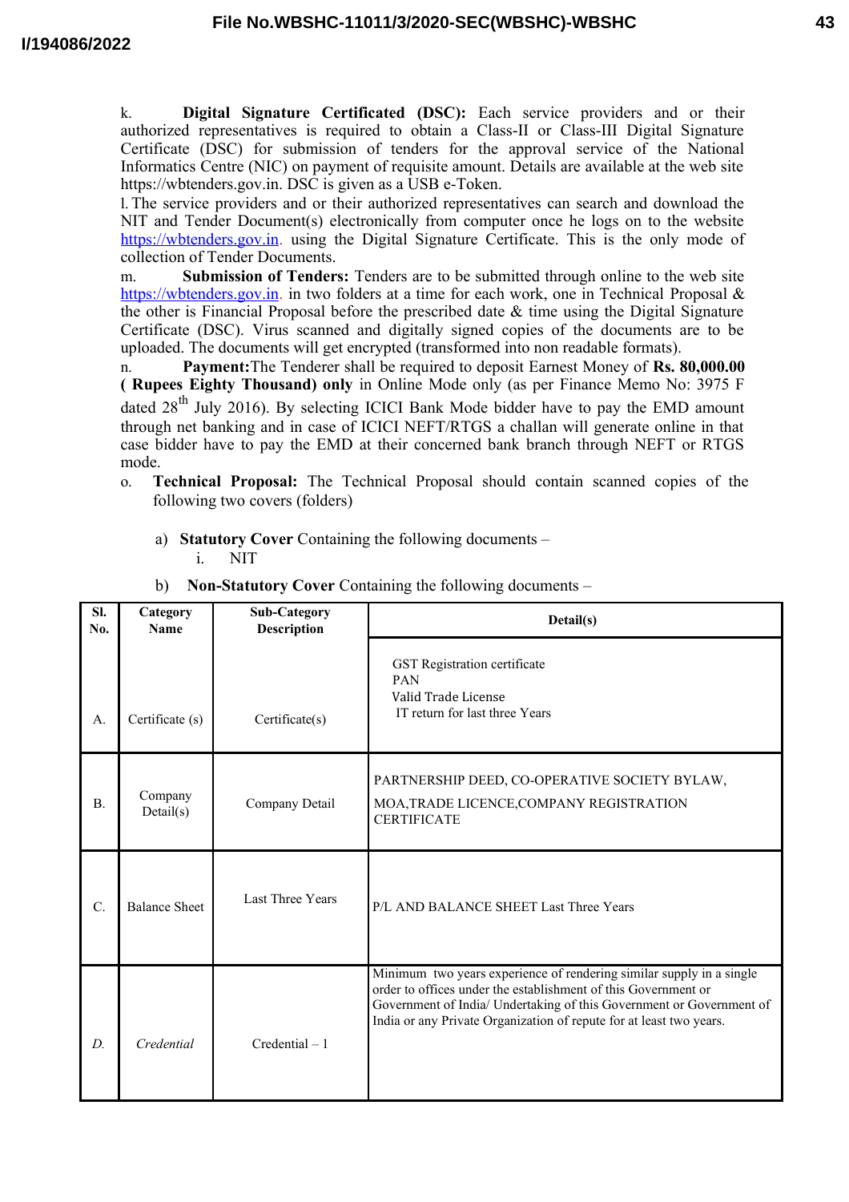k. **Digital Signature Certificated (DSC):** Each service providers and or their authorized representatives is required to obtain a Class-II or Class-III Digital Signature Certificate (DSC) for submission of tenders for the approval service of the National Informatics Centre (NIC) on payment of requisite amount. Details are available at the web site https://wbtenders.gov.in. DSC is given as a USB e-Token.

l. The service providers and or their authorized representatives can search and download the NIT and Tender Document(s) electronically from computer once he logs on to the website https://wbtenders.gov.in. using the Digital Signature Certificate. This is the only mode of collection of Tender Documents.

m. **Submission of Tenders:** Tenders are to be submitted through online to the web site https://wbtenders.gov.in. in two folders at a time for each work, one in Technical Proposal & the other is Financial Proposal before the prescribed date & time using the Digital Signature Certificate (DSC). Virus scanned and digitally signed copies of the documents are to be uploaded. The documents will get encrypted (transformed into non readable formats).

n. **Payment:** The Tenderer shall be required to deposit Earnest Money of **Rs. 80,000.00 ( Rupees Eighty Thousand) only** in Online Mode only (as per Finance Memo No: 3975 F dated 28th July 2016). By selecting ICICI Bank Mode bidder have to pay the EMD amount through net banking and in case of ICICI NEFT/RTGS a challan will generate online in that case bidder have to pay the EMD at their concerned bank branch through NEFT or RTGS mode.

o. **Technical Proposal:** The Technical Proposal should contain scanned copies of the following two covers (folders)

a) **Statutory Cover** Containing the following documents –
   i. NIT

b) **Non-Statutory Cover** Containing the following documents –

| Sl. No. | Category Name | Sub-Category Description | Detail(s) |
|---|---|---|---|
| A. | Certificate (s) | Certificate(s) | GST Registration certificate<br>PAN<br>Valid Trade License<br>IT return for last three Years |
| B. | Company Detail(s) | Company Detail | PARTNERSHIP DEED, CO-OPERATIVE SOCIETY BYLAW, MOA,TRADE LICENCE,COMPANY REGISTRATION CERTIFICATE |
| C. | Balance Sheet | Last Three Years | P/L AND BALANCE SHEET Last Three Years |
| *D.* | *Credential* | Credential – 1 | Minimum two years experience of rendering similar supply in a single order to offices under the establishment of this Government or Government of India/ Undertaking of this Government or Government of India or any Private Organization of repute for at least two years. |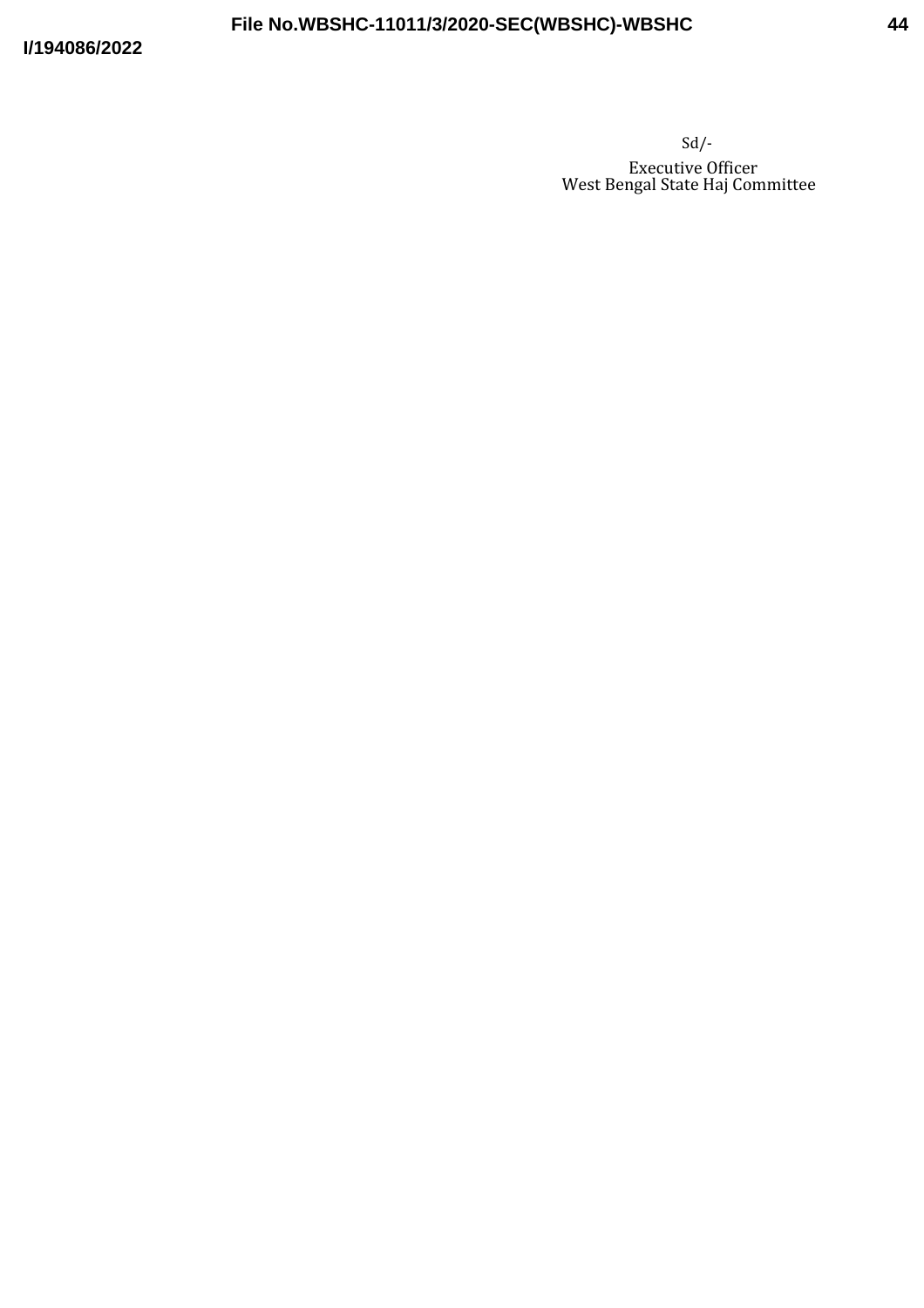Sd/-

Executive Officer
West Bengal State Haj Committee